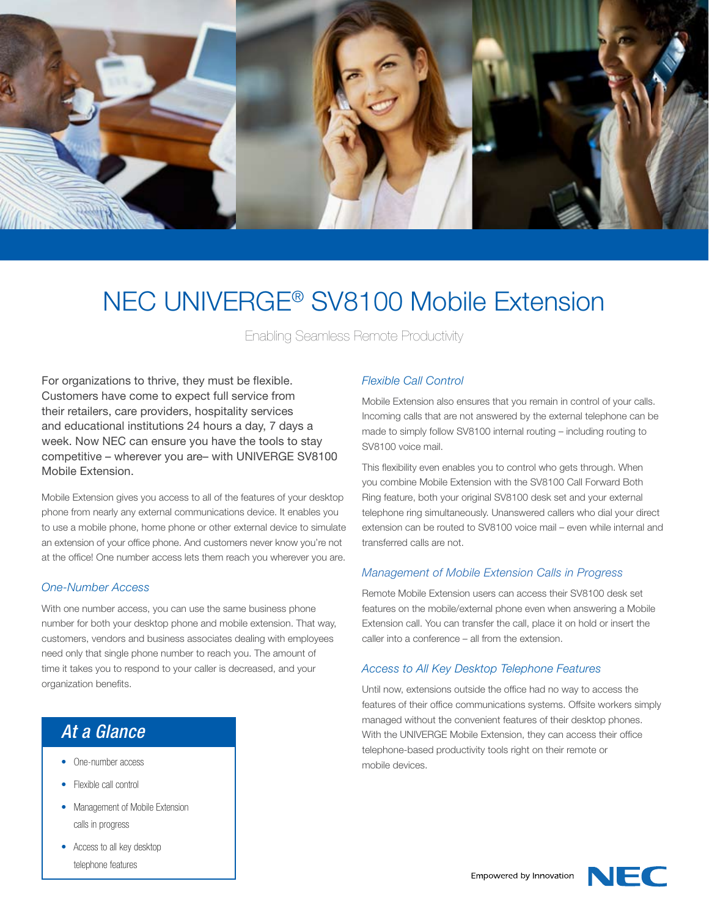# NEC UNIVERGE® SV8100 Mobile Extension

Enabling Seamless Remote Productivity

For organizations to thrive, they must be flexible. Customers have come to expect full service from their retailers, care providers, hospitality services and educational institutions 24 hours a day, 7 days a week. Now NEC can ensure you have the tools to stay competitive – wherever you are– with UNIVERGE SV8100 Mobile Extension.

Mobile Extension gives you access to all of the features of your desktop phone from nearly any external communications device. It enables you to use a mobile phone, home phone or other external device to simulate an extension of your office phone. And customers never know you're not at the office! One number access lets them reach you wherever you are.

### *One-Number Access*

With one number access, you can use the same business phone number for both your desktop phone and mobile extension. That way, customers, vendors and business associates dealing with employees need only that single phone number to reach you. The amount of time it takes you to respond to your caller is decreased, and your organization benefits.

## *At a Glance*

- One-number access
- Flexible call control
- Management of Mobile Extension calls in progress
- Access to all key desktop telephone features

### *Flexible Call Control*

Mobile Extension also ensures that you remain in control of your calls. Incoming calls that are not answered by the external telephone can be made to simply follow SV8100 internal routing – including routing to SV8100 voice mail.

This flexibility even enables you to control who gets through. When you combine Mobile Extension with the SV8100 Call Forward Both Ring feature, both your original SV8100 desk set and your external telephone ring simultaneously. Unanswered callers who dial your direct extension can be routed to SV8100 voice mail – even while internal and transferred calls are not.

### *Management of Mobile Extension Calls in Progress*

Remote Mobile Extension users can access their SV8100 desk set features on the mobile/external phone even when answering a Mobile Extension call. You can transfer the call, place it on hold or insert the caller into a conference – all from the extension.

### *Access to All Key Desktop Telephone Features*

Until now, extensions outside the office had no way to access the features of their office communications systems. Offsite workers simply managed without the convenient features of their desktop phones. With the UNIVERGE Mobile Extension, they can access their office telephone-based productivity tools right on their remote or mobile devices.

Empowered by Innovation NEC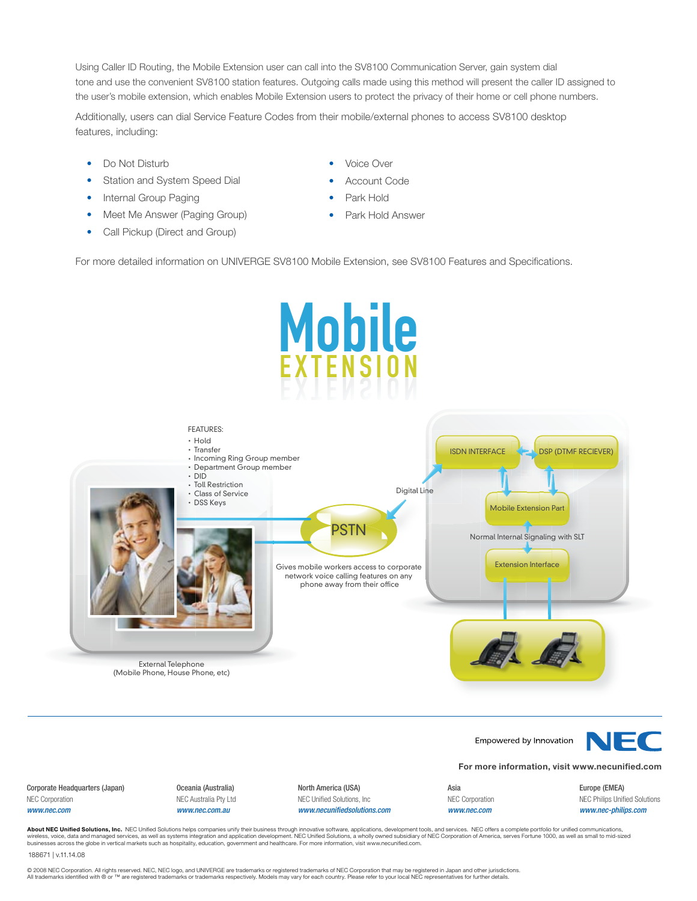Using Caller ID Routing, the Mobile Extension user can call into the SV8100 Communication Server, gain system dial tone and use the convenient SV8100 station features. Outgoing calls made using this method will present the caller ID assigned to the user's mobile extension, which enables Mobile Extension users to protect the privacy of their home or cell phone numbers.

Additionally, users can dial Service Feature Codes from their mobile/external phones to access SV8100 desktop features, including:

- Do Not Disturb
- Station and System Speed Dial
- Internal Group Paging
- Meet Me Answer (Paging Group)
- Call Pickup (Direct and Group)
- Voice Over
- Account Code
- Park Hold
- Park Hold Answer

For more detailed information on UNIVERGE SV8100 Mobile Extension, see SV8100 Features and Specifications.

# Mobile EXTENSION

FEATURES:
- Hold
- Transfer
- Incoming Ring Group member
- Department Group member
- DID
- Toll Restriction
- Class of Service
- DSS Keys

Digital Line

PSTN

Gives mobile workers access to corporate network voice calling features on any phone away from their office

ISDN INTERFACE

DSP (DTMF RECIEVER)

Mobile Extension Part

Normal Internal Signaling with SLT

Extension Interface

External Telephone
(Mobile Phone, House Phone, etc)

Empowered by Innovation NEC

**For more information, visit www.necunified.com**

**Corporate Headquarters (Japan)**
NEC Corporation
*www.nec.com*

**Oceania (Australia)**
NEC Australia Pty Ltd
*www.nec.com.au*

**North America (USA)**
NEC Unified Solutions, Inc
*www.necunifiedsolutions.com*

**Asia**
NEC Corporation
*www.nec.com*

**Europe (EMEA)**
NEC Philips Unified Solutions
*www.nec-philips.com*

**About NEC Unified Solutions, Inc.** NEC Unified Solutions helps companies unify their business through innovative software, applications, development tools, and services. NEC offers a complete portfolio for unified communications, wireless, voice, data and managed services, as well as systems integration and application development. NEC Unified Solutions, a wholly owned subsidiary of NEC Corporation of America, serves Fortune 1000, as well as small to mid-sized businesses across the globe in vertical markets such as hospitality, education, government and healthcare. For more information, visit www.necunified.com.

188671 | v.11.14.08

© 2008 NEC Corporation. All rights reserved. NEC, NEC logo, and UNIVERGE are trademarks or registered trademarks of NEC Corporation that may be registered in Japan and other jurisdictions. All trademarks identified with ® or ™ are registered trademarks or trademarks respectively. Models may vary for each country. Please refer to your local NEC representatives for further details.